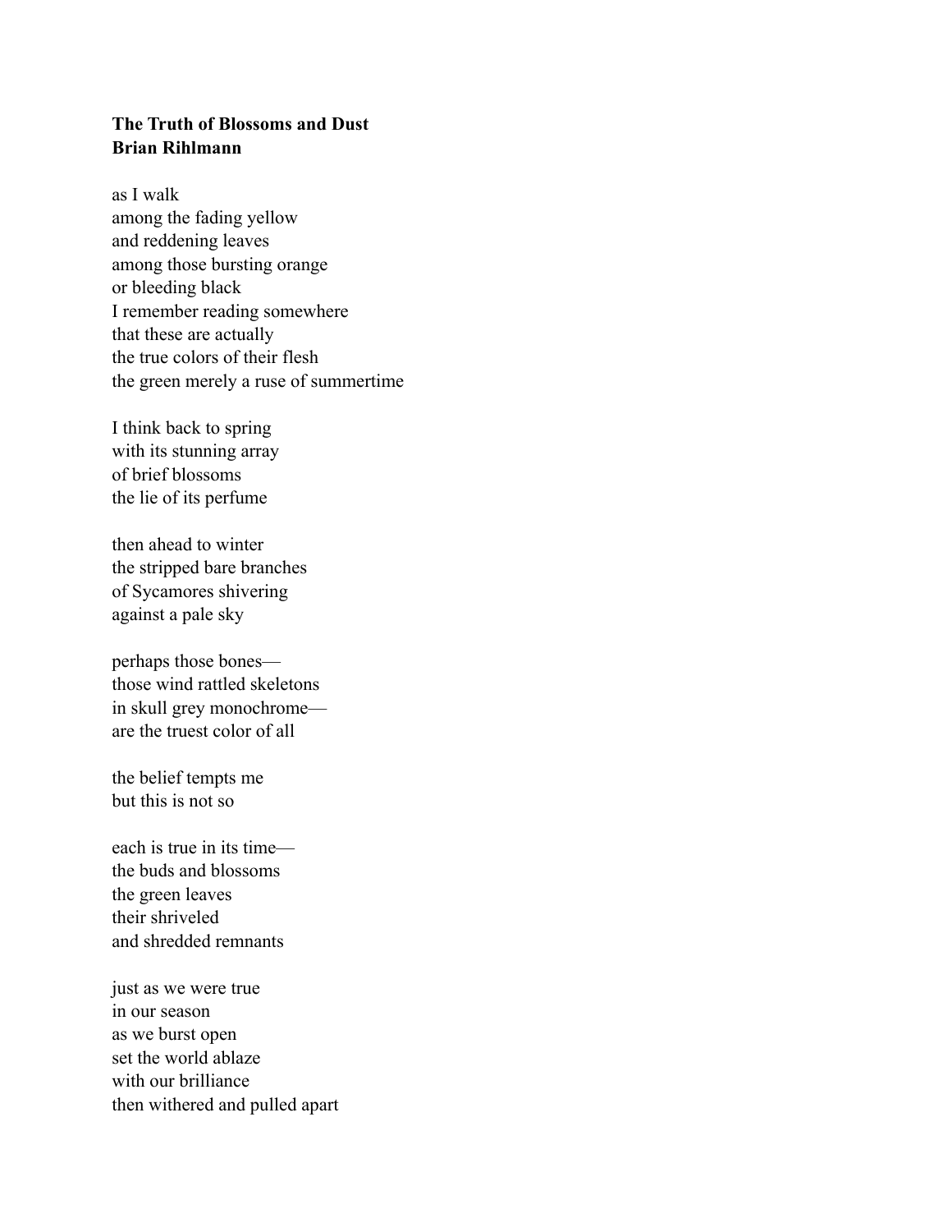**The Truth of Blossoms and Dust**
**Brian Rihlmann**

as I walk
among the fading yellow
and reddening leaves
among those bursting orange
or bleeding black
I remember reading somewhere
that these are actually
the true colors of their flesh
the green merely a ruse of summertime

I think back to spring
with its stunning array
of brief blossoms
the lie of its perfume

then ahead to winter
the stripped bare branches
of Sycamores shivering
against a pale sky

perhaps those bones—
those wind rattled skeletons
in skull grey monochrome—
are the truest color of all

the belief tempts me
but this is not so

each is true in its time—
the buds and blossoms
the green leaves
their shriveled
and shredded remnants

just as we were true
in our season
as we burst open
set the world ablaze
with our brilliance
then withered and pulled apart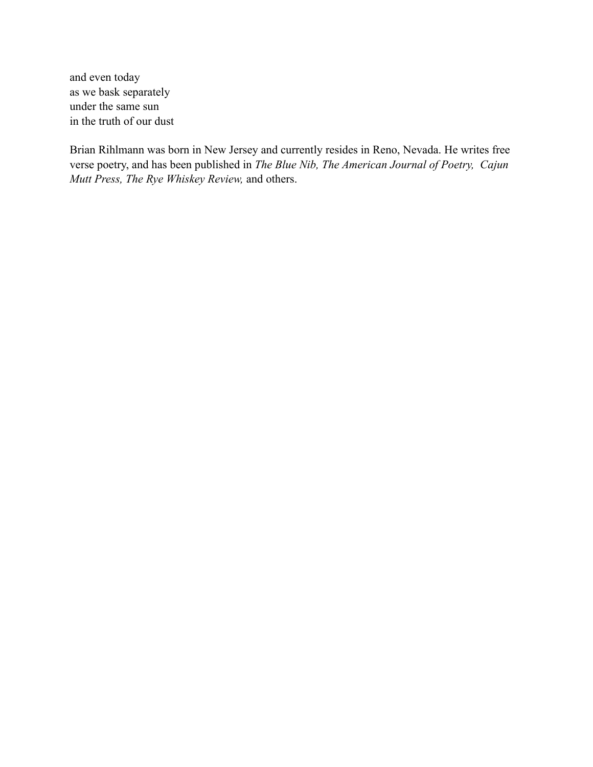and even today  
as we bask separately  
under the same sun  
in the truth of our dust

Brian Rihlmann was born in New Jersey and currently resides in Reno, Nevada. He writes free verse poetry, and has been published in *The Blue Nib, The American Journal of Poetry, Cajun Mutt Press, The Rye Whiskey Review,* and others.